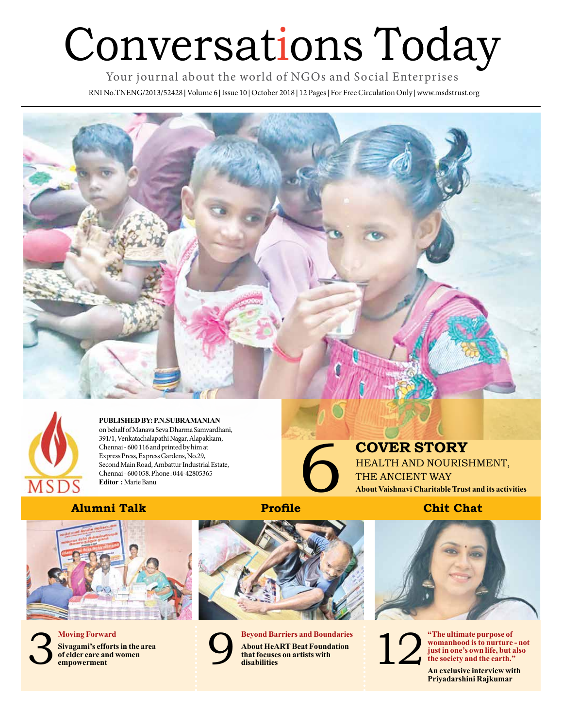# Conversations Today

Your journal about the world of NGOs and Social Enterprises

RNI No.TNENG/2013/52428 | Volume 6 | Issue 10 | October 2018 | 12 Pages | For Free Circulation Only | www.msdstrust.org

**PUBLISHED BY: P.N.SUBRAMANIAN** on behalf of Manava Seva Dharma Samvardhani, 391/1, Venkatachalapathi Nagar, Alapakkam, Chennai - 600 116 and printed by him at Express Press, Express Gardens, No.29, Second Main Road, Ambattur Industrial Estate, Chennai - 600 058. Phone : 044-42805365
**Editor :** Marie Banu

MSDS

## 6 COVER STORY

HEALTH AND NOURISHMENT, THE ANCIENT WAY

**About Vaishnavi Charitable Trust and its activities**

## Alumni Talk

### 3 Moving Forward

**Sivagami's efforts in the area of elder care and women empowerment**

## Profile

### 9 Beyond Barriers and Boundaries

**About HeART Beat Foundation that focuses on artists with disabilities**

## Chit Chat

### 12 "The ultimate purpose of womanhood is to nurture - not just in one's own life, but also the society and the earth."

**An exclusive interview with Priyadarshini Rajkumar**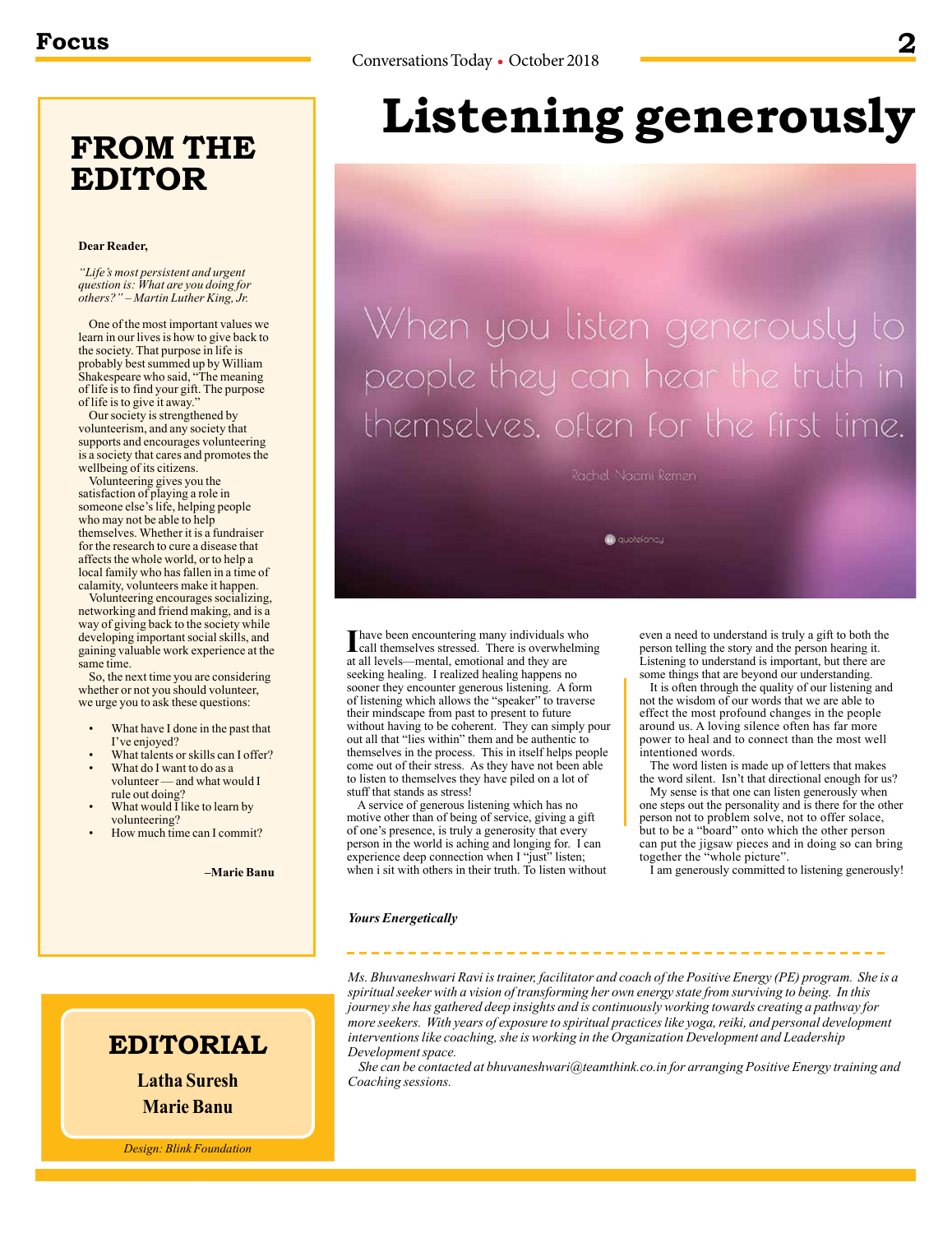## FROM THE EDITOR

**Dear Reader,**

*"Life's most persistent and urgent question is: What are you doing for others?" – Martin Luther King, Jr.*

One of the most important values we learn in our lives is how to give back to the society. That purpose in life is probably best summed up by William Shakespeare who said, "The meaning of life is to find your gift. The purpose of life is to give it away."

Our society is strengthened by volunteerism, and any society that supports and encourages volunteering is a society that cares and promotes the wellbeing of its citizens.

Volunteering gives you the satisfaction of playing a role in someone else's life, helping people who may not be able to help themselves. Whether it is a fundraiser for the research to cure a disease that affects the whole world, or to help a local family who has fallen in a time of calamity, volunteers make it happen.

Volunteering encourages socializing, networking and friend making, and is a way of giving back to the society while developing important social skills, and gaining valuable work experience at the same time.

So, the next time you are considering whether or not you should volunteer, we urge you to ask these questions:

- What have I done in the past that I've enjoyed?
- What talents or skills can I offer?
- What do I want to do as a volunteer — and what would I rule out doing?
- What would I like to learn by volunteering?
- How much time can I commit?

**–Marie Banu**

## EDITORIAL

**Latha Suresh**
**Marie Banu**

*Design: Blink Foundation*

# Listening generously

When you listen generously to people they can hear the truth in themselves, often for the first time.

Rachel Naomi Remen

I have been encountering many individuals who call themselves stressed. There is overwhelming at all levels—mental, emotional and they are seeking healing. I realized healing happens no sooner they encounter generous listening. A form of listening which allows the "speaker" to traverse their mindscape from past to present to future without having to be coherent. They can simply pour out all that "lies within" them and be authentic to themselves in the process. This in itself helps people come out of their stress. As they have not been able to listen to themselves they have piled on a lot of stuff that stands as stress!

A service of generous listening which has no motive other than of being of service, giving a gift of one's presence, is truly a generosity that every person in the world is aching and longing for. I can experience deep connection when I "just" listen; when i sit with others in their truth. To listen without even a need to understand is truly a gift to both the person telling the story and the person hearing it. Listening to understand is important, but there are some things that are beyond our understanding.

It is often through the quality of our listening and not the wisdom of our words that we are able to effect the most profound changes in the people around us. A loving silence often has far more power to heal and to connect than the most well intentioned words.

The word listen is made up of letters that makes the word silent. Isn't that directional enough for us?

My sense is that one can listen generously when one steps out the personality and is there for the other person not to problem solve, not to offer solace, but to be a "board" onto which the other person can put the jigsaw pieces and in doing so can bring together the "whole picture".

I am generously committed to listening generously!

***Yours Energetically***

*Ms. Bhuvaneshwari Ravi is trainer, facilitator and coach of the Positive Energy (PE) program. She is a spiritual seeker with a vision of transforming her own energy state from surviving to being. In this journey she has gathered deep insights and is continuously working towards creating a pathway for more seekers. With years of exposure to spiritual practices like yoga, reiki, and personal development interventions like coaching, she is working in the Organization Development and Leadership Development space.*

*She can be contacted at bhuvaneshwari@teamthink.co.in for arranging Positive Energy training and Coaching sessions.*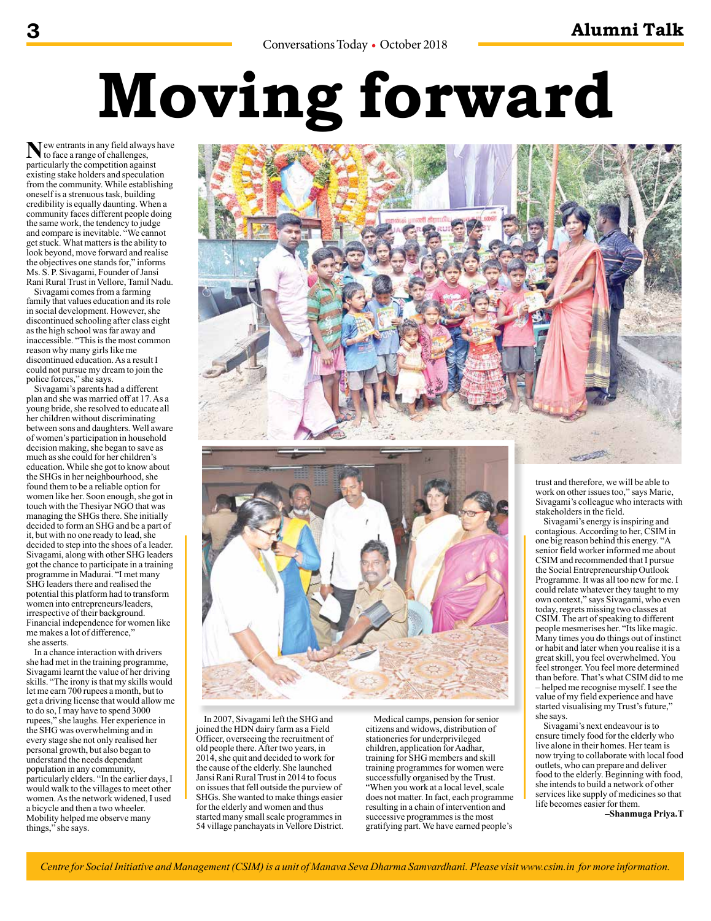# Moving forward

New entrants in any field always have to face a range of challenges, particularly the competition against existing stake holders and speculation from the community. While establishing oneself is a strenuous task, building credibility is equally daunting. When a community faces different people doing the same work, the tendency to judge and compare is inevitable. "We cannot get stuck. What matters is the ability to look beyond, move forward and realise the objectives one stands for," informs Ms. S. P. Sivagami, Founder of Jansi Rani Rural Trust in Vellore, Tamil Nadu.

Sivagami comes from a farming family that values education and its role in social development. However, she discontinued schooling after class eight as the high school was far away and inaccessible. "This is the most common reason why many girls like me discontinued education. As a result I could not pursue my dream to join the police forces," she says.

Sivagami's parents had a different plan and she was married off at 17. As a young bride, she resolved to educate all her children without discriminating between sons and daughters. Well aware of women's participation in household decision making, she began to save as much as she could for her children's education. While she got to know about the SHGs in her neighbourhood, she found them to be a reliable option for women like her. Soon enough, she got in touch with the Thesiyar NGO that was managing the SHGs there. She initially decided to form an SHG and be a part of it, but with no one ready to lead, she decided to step into the shoes of a leader. Sivagami, along with other SHG leaders got the chance to participate in a training programme in Madurai. "I met many SHG leaders there and realised the potential this platform had to transform women into entrepreneurs/leaders, irrespective of their background. Financial independence for women like me makes a lot of difference," she asserts.

In a chance interaction with drivers she had met in the training programme, Sivagami learnt the value of her driving skills. "The irony is that my skills would let me earn 700 rupees a month, but to get a driving license that would allow me to do so, I may have to spend 3000 rupees," she laughs. Her experience in the SHG was overwhelming and in every stage she not only realised her personal growth, but also began to understand the needs dependant population in any community, particularly elders. "In the earlier days, I would walk to the villages to meet other women. As the network widened, I used a bicycle and then a two wheeler. Mobility helped me observe many things," she says.

In 2007, Sivagami left the SHG and joined the HDN dairy farm as a Field Officer, overseeing the recruitment of old people there. After two years, in 2014, she quit and decided to work for the cause of the elderly. She launched Jansi Rani Rural Trust in 2014 to focus on issues that fell outside the purview of SHGs. She wanted to make things easier for the elderly and women and thus started many small scale programmes in 54 village panchayats in Vellore District.

Medical camps, pension for senior citizens and widows, distribution of stationeries for underprivileged children, application for Aadhar, training for SHG members and skill training programmes for women were successfully organised by the Trust. "When you work at a local level, scale does not matter. In fact, each programme resulting in a chain of intervention and successive programmes is the most gratifying part. We have earned people's trust and therefore, we will be able to work on other issues too," says Marie, Sivagami's colleague who interacts with stakeholders in the field.

Sivagami's energy is inspiring and contagious. According to her, CSIM in one big reason behind this energy. "A senior field worker informed me about CSIM and recommended that I pursue the Social Entrepreneurship Outlook Programme. It was all too new for me. I could relate whatever they taught to my own context," says Sivagami, who even today, regrets missing two classes at CSIM. The art of speaking to different people mesmerises her. "Its like magic. Many times you do things out of instinct or habit and later when you realise it is a great skill, you feel overwhelmed. You feel stronger. You feel more determined than before. That's what CSIM did to me – helped me recognise myself. I see the value of my field experience and have started visualising my Trust's future," she says.

Sivagami's next endeavour is to ensure timely food for the elderly who live alone in their homes. Her team is now trying to collaborate with local food outlets, who can prepare and deliver food to the elderly. Beginning with food, she intends to build a network of other services like supply of medicines so that life becomes easier for them.

**–Shanmuga Priya.T**

*Centre for Social Initiative and Management (CSIM) is a unit of Manava Seva Dharma Samvardhani. Please visit www.csim.in for more information.*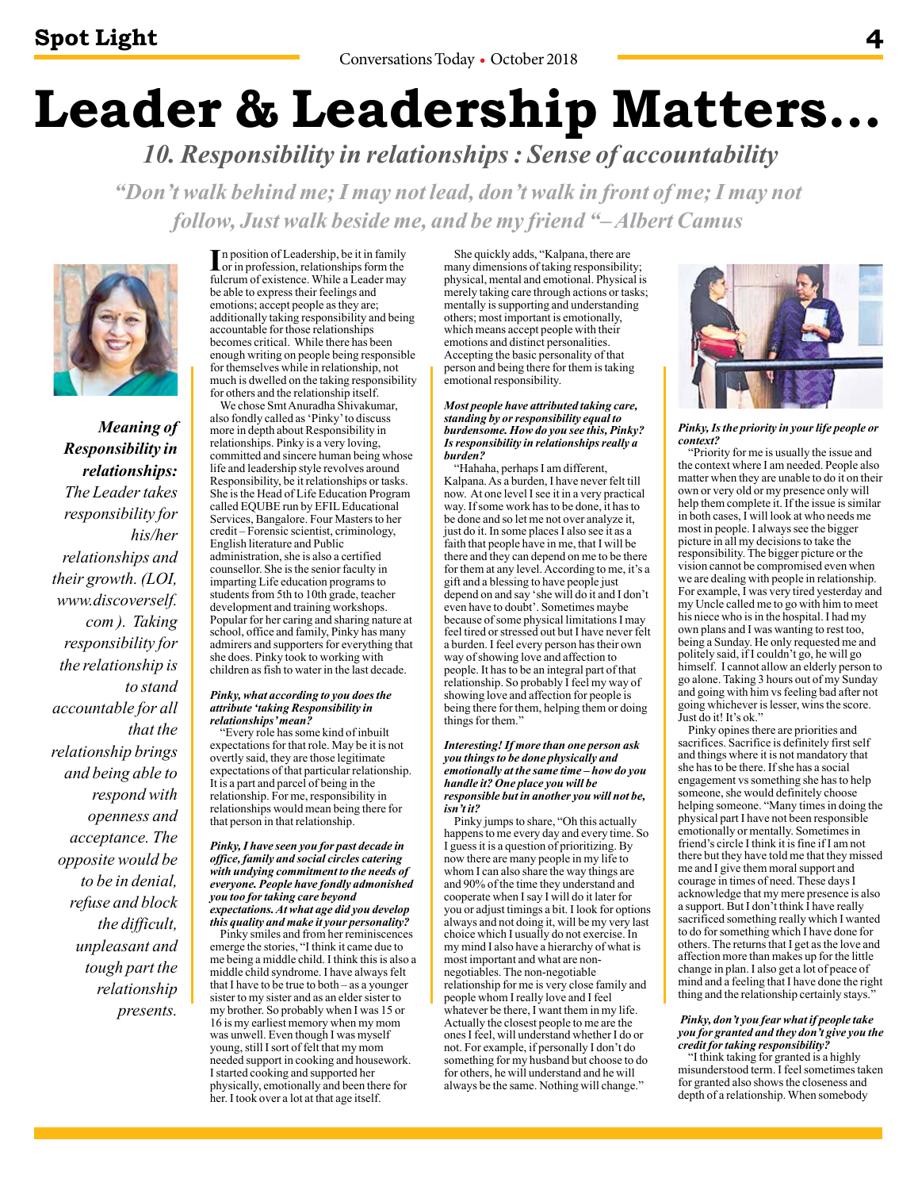# Leader & Leadership Matters...

## 10. Responsibility in relationships : Sense of accountability

*"Don't walk behind me; I may not lead, don't walk in front of me; I may not follow, Just walk beside me, and be my friend "– Albert Camus*

***Meaning of Responsibility in relationships:*** *The Leader takes responsibility for his/her relationships and their growth. (LOI, www.discoverself.com ). Taking responsibility for the relationship is to stand accountable for all that the relationship brings and being able to respond with openness and acceptance. The opposite would be to be in denial, refuse and block the difficult, unpleasant and tough part the relationship presents.*

In position of Leadership, be it in family or in profession, relationships form the fulcrum of existence. While a Leader may be able to express their feelings and emotions; accept people as they are; additionally taking responsibility and being accountable for those relationships becomes critical. While there has been enough writing on people being responsible for themselves while in relationship, not much is dwelled on the taking responsibility for others and the relationship itself.

We chose Smt Anuradha Shivakumar, also fondly called as 'Pinky' to discuss more in depth about Responsibility in relationships. Pinky is a very loving, committed and sincere human being whose life and leadership style revolves around Responsibility, be it relationships or tasks. She is the Head of Life Education Program called EQUBE run by EFIL Educational Services, Bangalore. Four Masters to her credit – Forensic scientist, criminology, English literature and Public administration, she is also a certified counsellor. She is the senior faculty in imparting Life education programs to students from 5th to 10th grade, teacher development and training workshops. Popular for her caring and sharing nature at school, office and family, Pinky has many admirers and supporters for everything that she does. Pinky took to working with children as fish to water in the last decade.

***Pinky, what according to you does the attribute 'taking Responsibility in relationships' mean?***

"Every role has some kind of inbuilt expectations for that role. May be it is not overtly said, they are those legitimate expectations of that particular relationship. It is a part and parcel of being in the relationship. For me, responsibility in relationships would mean being there for that person in that relationship.

***Pinky, I have seen you for past decade in office, family and social circles catering with undying commitment to the needs of everyone. People have fondly admonished you too for taking care beyond expectations. At what age did you develop this quality and make it your personality?***

Pinky smiles and from her reminiscences emerge the stories, "I think it came due to me being a middle child. I think this is also a middle child syndrome. I have always felt that I have to be true to both – as a younger sister to my sister and as an elder sister to my brother. So probably when I was 15 or 16 is my earliest memory when my mom was unwell. Even though I was myself young, still I sort of felt that my mom needed support in cooking and housework. I started cooking and supported her physically, emotionally and been there for her. I took over a lot at that age itself.

She quickly adds, "Kalpana, there are many dimensions of taking responsibility; physical, mental and emotional. Physical is merely taking care through actions or tasks; mentally is supporting and understanding others; most important is emotionally, which means accept people with their emotions and distinct personalities. Accepting the basic personality of that person and being there for them is taking emotional responsibility.

***Most people have attributed taking care, standing by or responsibility equal to burdensome. How do you see this, Pinky? Is responsibility in relationships really a burden?***

"Hahaha, perhaps I am different, Kalpana. As a burden, I have never felt till now. At one level I see it in a very practical way. If some work has to be done, it has to be done and so let me not over analyze it, just do it. In some places I also see it as a faith that people have in me, that I will be there and they can depend on me to be there for them at any level. According to me, it's a gift and a blessing to have people just depend on and say 'she will do it and I don't even have to doubt'. Sometimes maybe because of some physical limitations I may feel tired or stressed out but I have never felt a burden. I feel every person has their own way of showing love and affection to people. It has to be an integral part of that relationship. So probably I feel my way of showing love and affection for people is being there for them, helping them or doing things for them."

***Interesting! If more than one person ask you things to be done physically and emotionally at the same time – how do you handle it? One place you will be responsible but in another you will not be, isn't it?***

Pinky jumps to share, "Oh this actually happens to me every day and every time. So I guess it is a question of prioritizing. By now there are many people in my life to whom I can also share the way things are and 90% of the time they understand and cooperate when I say I will do it later for you or adjust timings a bit. I look for options always and not doing it, will be my very last choice which I usually do not exercise. In my mind I also have a hierarchy of what is most important and what are non-negotiables. The non-negotiable relationship for me is very close family and people whom I really love and I feel whatever be there, I want them in my life. Actually the closest people to me are the ones I feel, will understand whether I do or not. For example, if personally I don't do something for my husband but choose to do for others, he will understand and he will always be the same. Nothing will change."

***Pinky, Is the priority in your life people or context?***

"Priority for me is usually the issue and the context where I am needed. People also matter when they are unable to do it on their own or very old or my presence only will help them complete it. If the issue is similar in both cases, I will look at who needs me most in people. I always see the bigger picture in all my decisions to take the responsibility. The bigger picture or the vision cannot be compromised even when we are dealing with people in relationship. For example, I was very tired yesterday and my Uncle called me to go with him to meet his niece who is in the hospital. I had my own plans and I was wanting to rest too, being a Sunday. He only requested me and politely said, if I couldn't go, he will go himself. I cannot allow an elderly person to go alone. Taking 3 hours out of my Sunday and going with him vs feeling bad after not going whichever is lesser, wins the score. Just do it! It's ok."

Pinky opines there are priorities and sacrifices. Sacrifice is definitely first self and things where it is not mandatory that she has to be there. If she has a social engagement vs something she has to help someone, she would definitely choose helping someone. "Many times in doing the physical part I have not been responsible emotionally or mentally. Sometimes in friend's circle I think it is fine if I am not there but they have told me that they missed me and I give them moral support and courage in times of need. These days I acknowledge that my mere presence is also a support. But I don't think I have really sacrificed something really which I wanted to do for something which I have done for others. The returns that I get as the love and affection more than makes up for the little change in plan. I also get a lot of peace of mind and a feeling that I have done the right thing and the relationship certainly stays."

***Pinky, don't you fear what if people take you for granted and they don't give you the credit for taking responsibility?***

"I think taking for granted is a highly misunderstood term. I feel sometimes taken for granted also shows the closeness and depth of a relationship. When somebody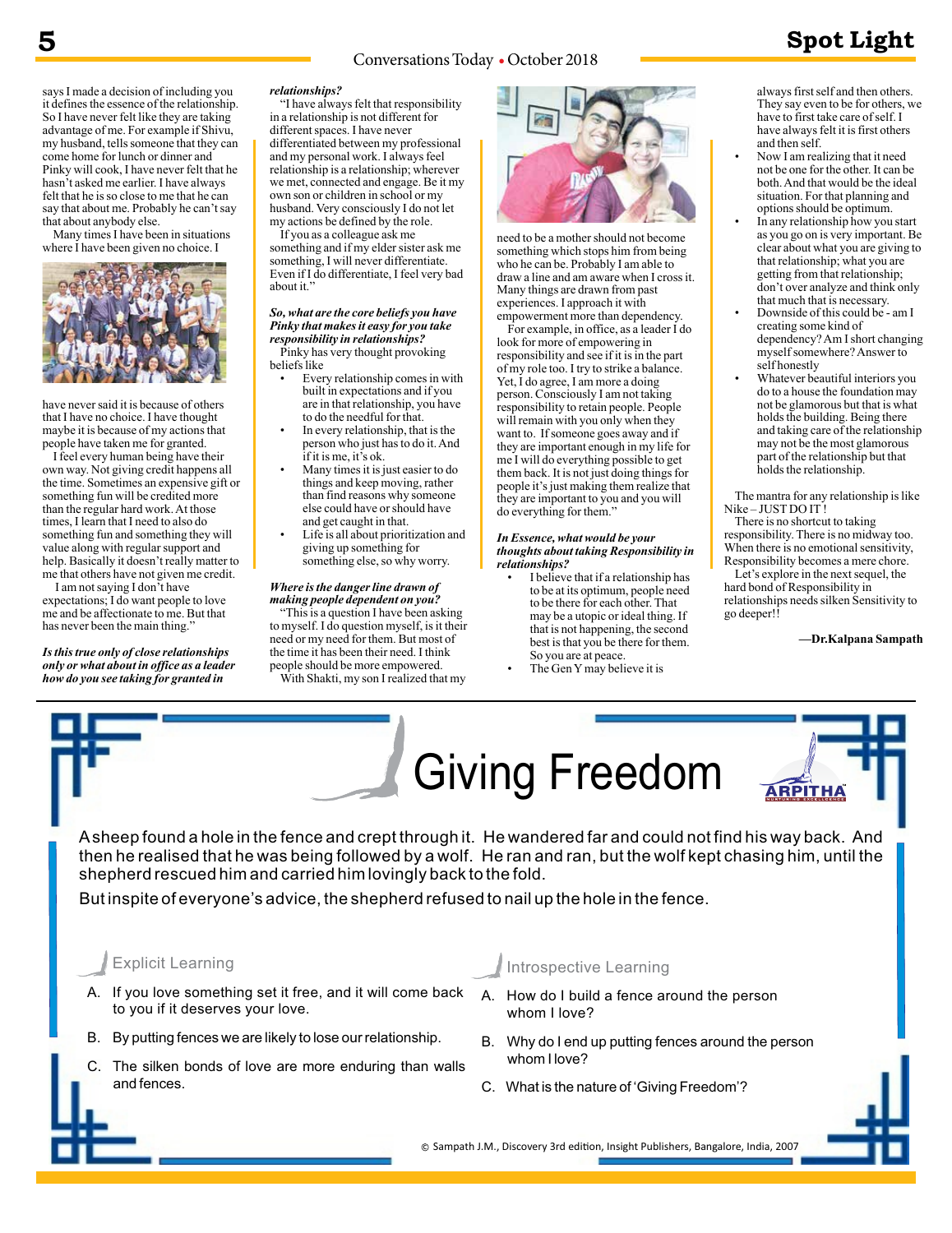says I made a decision of including you it defines the essence of the relationship. So I have never felt like they are taking advantage of me. For example if Shivu, my husband, tells someone that they can come home for lunch or dinner and Pinky will cook, I have never felt that he hasn't asked me earlier. I have always felt that he is so close to me that he can say that about me. Probably he can't say that about anybody else.

Many times I have been in situations where I have been given no choice. I have never said it is because of others that I have no choice. I have thought maybe it is because of my actions that people have taken me for granted.

I feel every human being have their own way. Not giving credit happens all the time. Sometimes an expensive gift or something fun will be credited more than the regular hard work. At those times, I learn that I need to also do something fun and something they will value along with regular support and help. Basically it doesn't really matter to me that others have not given me credit.

I am not saying I don't have expectations; I do want people to love me and be affectionate to me. But that has never been the main thing."

***Is this true only of close relationships only or what about in office as a leader how do you see taking for granted in relationships?***

"I have always felt that responsibility in a relationship is not different for different spaces. I have never differentiated between my professional and my personal work. I always feel relationship is a relationship; wherever we met, connected and engage. Be it my own son or children in school or my husband. Very consciously I do not let my actions be defined by the role.

If you as a colleague ask me something and if my elder sister ask me something, I will never differentiate. Even if I do differentiate, I feel very bad about it."

***So, what are the core beliefs you have Pinky that makes it easy for you take responsibility in relationships?***

Pinky has very thought provoking beliefs like

- Every relationship comes in with built in expectations and if you are in that relationship, you have to do the needful for that.
- In every relationship, that is the person who just has to do it. And if it is me, it's ok.
- Many times it is just easier to do things and keep moving, rather than find reasons why someone else could have or should have and get caught in that.
- Life is all about prioritization and giving up something for something else, so why worry.

***Where is the danger line drawn of making people dependent on you?***

"This is a question I have been asking to myself. I do question myself, is it their need or my need for them. But most of the time it has been their need. I think people should be more empowered.

With Shakti, my son I realized that my need to be a mother should not become something which stops him from being who he can be. Probably I am able to draw a line and am aware when I cross it. Many things are drawn from past experiences. I approach it with empowerment more than dependency.

For example, in office, as a leader I do look for more of empowering in responsibility and see if it is in the part of my role too. I try to strike a balance. Yet, I do agree, I am more a doing person. Consciously I am not taking responsibility to retain people. People will remain with you only when they want to. If someone goes away and if they are important enough in my life for me I will do everything possible to get them back. It is not just doing things for people it's just making them realize that they are important to you and you will do everything for them."

***In Essence, what would be your thoughts about taking Responsibility in relationships?***

- I believe that if a relationship has to be at its optimum, people need to be there for each other. That may be a utopic or ideal thing. If that is not happening, the second best is that you be there for them. So you are at peace.
- The Gen Y may believe it is always first self and then others. They say even to be for others, we have to first take care of self. I have always felt it is first others and then self.
- Now I am realizing that it need not be one for the other. It can be both. And that would be the ideal situation. For that planning and options should be optimum.
- In any relationship how you start as you go on is very important. Be clear about what you are giving to that relationship; what you are getting from that relationship; don't over analyze and think only that much that is necessary.
- Downside of this could be - am I creating some kind of dependency? Am I short changing myself somewhere? Answer to self honestly
- Whatever beautiful interiors you do to a house the foundation may not be glamorous but that is what holds the building. Being there and taking care of the relationship may not be the most glamorous part of the relationship but that holds the relationship.

The mantra for any relationship is like Nike – JUST DO IT !

There is no shortcut to taking responsibility. There is no midway too. When there is no emotional sensitivity, Responsibility becomes a mere chore.

Let's explore in the next sequel, the hard bond of Responsibility in relationships needs silken Sensitivity to go deeper!!

**—Dr.Kalpana Sampath**

# Giving Freedom

ARPITHA

A sheep found a hole in the fence and crept through it. He wandered far and could not find his way back. And then he realised that he was being followed by a wolf. He ran and ran, but the wolf kept chasing him, until the shepherd rescued him and carried him lovingly back to the fold.

But inspite of everyone's advice, the shepherd refused to nail up the hole in the fence.

### Explicit Learning

A. If you love something set it free, and it will come back to you if it deserves your love.

B. By putting fences we are likely to lose our relationship.

C. The silken bonds of love are more enduring than walls and fences.

### Introspective Learning

A. How do I build a fence around the person whom I love?

B. Why do I end up putting fences around the person whom I love?

C. What is the nature of 'Giving Freedom'?

© Sampath J.M., Discovery 3rd edition, Insight Publishers, Bangalore, India, 2007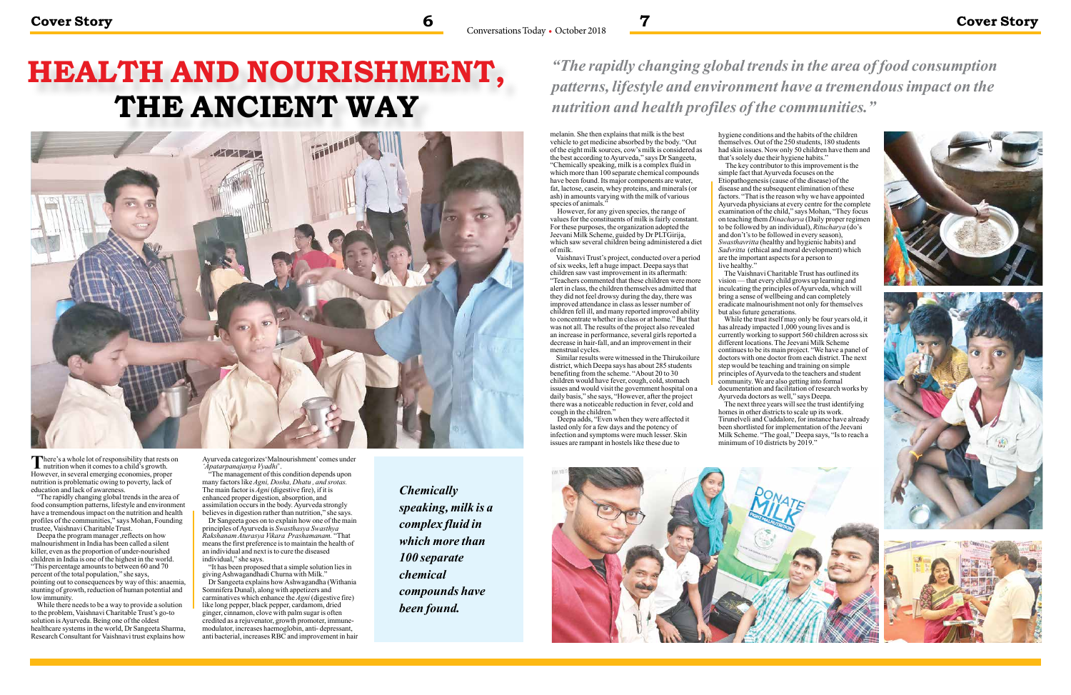# HEALTH AND NOURISHMENT, THE ANCIENT WAY

*"The rapidly changing global trends in the area of food consumption patterns, lifestyle and environment have a tremendous impact on the nutrition and health profiles of the communities."*

There's a whole lot of responsibility that rests on nutrition when it comes to a child's growth. However, in several emerging economies, proper nutrition is problematic owing to poverty, lack of education and lack of awareness.

"The rapidly changing global trends in the area of food consumption patterns, lifestyle and environment have a tremendous impact on the nutrition and health profiles of the communities," says Mohan, Founding trustee, Vaishnavi Charitable Trust.

Deepa the program manager ,reflects on how malnourishment in India has been called a silent killer, even as the proportion of under-nourished children in India is one of the highest in the world. "This percentage amounts to between 60 and 70 percent of the total population," she says, pointing out to consequences by way of this: anaemia, stunting of growth, reduction of human potential and low immunity.

While there needs to be a way to provide a solution to the problem, Vaishnavi Charitable Trust's go-to solution is Ayurveda. Being one of the oldest healthcare systems in the world, Dr Sangeeta Sharma, Research Consultant for Vaishnavi trust explains how Ayurveda categorizes 'Malnourishment' comes under *'Apatarpanajanya Vyadhi'*.

"The management of this condition depends upon many factors like *Agni, Dosha, Dhatu , and srotas.* The main factor is *Agni* (digestive fire), if it is enhanced proper digestion, absorption, and assimilation occurs in the body. Ayurveda strongly believes in digestion rather than nutrition," she says.

Dr Sangeeta goes on to explain how one of the main principles of Ayurveda is *Swasthasya Swasthya Rakshanam Aturasya Vikara Prashamanam.* "That means the first preference is to maintain the health of an individual and next is to cure the diseased individual," she says.

"It has been proposed that a simple solution lies in giving Ashwagandhadi Churna with Milk."

Dr Sangeeta explains how Ashwagandha (Withania Somnifera Dunal), along with appetizers and carminatives which enhance the *Agni* (digestive fire) like long pepper, black pepper, cardamom, dried ginger, cinnamon, clove with palm sugar is often credited as a rejuvenator, growth promoter, immune-modulator, increases haemoglobin, anti- depressant, anti bacterial, increases RBC and improvement in hair melanin. She then explains that milk is the best vehicle to get medicine absorbed by the body. "Out of the eight milk sources, cow's milk is considered as the best according to Ayurveda," says Dr Sangeeta, "Chemically speaking, milk is a complex fluid in which more than 100 separate chemical compounds have been found. Its major components are water, fat, lactose, casein, whey proteins, and minerals (or ash) in amounts varying with the milk of various species of animals."

***Chemically speaking, milk is a complex fluid in which more than 100 separate chemical compounds have been found.***

However, for any given species, the range of values for the constituents of milk is fairly constant. For these purposes, the organization adopted the Jeevani Milk Scheme, guided by Dr PLTGirija, which saw several children being administered a diet of milk.

Vaishnavi Trust's project, conducted over a period of six weeks, left a huge impact. Deepa says that children saw vast improvement in its aftermath: "Teachers commented that these children were more alert in class, the children themselves admitted that they did not feel drowsy during the day, there was improved attendance in class as lesser number of children fell ill, and many reported improved ability to concentrate whether in class or at home." But that was not all. The results of the project also revealed an increase in performance, several girls reported a decrease in hair-fall, and an improvement in their menstrual cycles.

Similar results were witnessed in the Thirukoilure district, which Deepa says has about 285 students benefiting from the scheme. "About 20 to 30 children would have fever, cough, cold, stomach issues and would visit the government hospital on a daily basis," she says, "However, after the project there was a noticeable reduction in fever, cold and cough in the children."

Deepa adds, "Even when they were affected it lasted only for a few days and the potency of infection and symptoms were much lesser. Skin issues are rampant in hostels like these due to hygiene conditions and the habits of the children themselves. Out of the 250 students, 180 students had skin issues. Now only 50 children have them and that's solely due their hygiene habits."

The key contributor to this improvement is the simple fact that Ayurveda focuses on the Etiopathogenesis (cause of the disease) of the disease and the subsequent elimination of these factors. "That is the reason why we have appointed Ayurveda physicians at every centre for the complete examination of the child," says Mohan, "They focus on teaching them *Dinacharya* (Daily proper regimen to be followed by an individual), *Ritucharya* (do's and don't's to be followed in every season), *Swasthavritta* (healthy and hygienic habits) and *Sadvritta* (ethical and moral development) which are the important aspects for a person to live healthy."

The Vaishnavi Charitable Trust has outlined its vision — that every child grows up learning and inculcating the principles of Ayurveda, which will bring a sense of wellbeing and can completely eradicate malnourishment not only for themselves but also future generations.

While the trust itself may only be four years old, it has already impacted 1,000 young lives and is currently working to support 560 children across six different locations. The Jeevani Milk Scheme continues to be its main project. "We have a panel of doctors with one doctor from each district. The next step would be teaching and training on simple principles of Ayurveda to the teachers and student community. We are also getting into formal documentation and facilitation of research works by Ayurveda doctors as well," says Deepa.

The next three years will see the trust identifying homes in other districts to scale up its work. Tirunelveli and Cuddalore, for instance have already been shortlisted for implementation of the Jeevani Milk Scheme. "The goal," Deepa says, "Is to reach a minimum of 10 districts by 2019."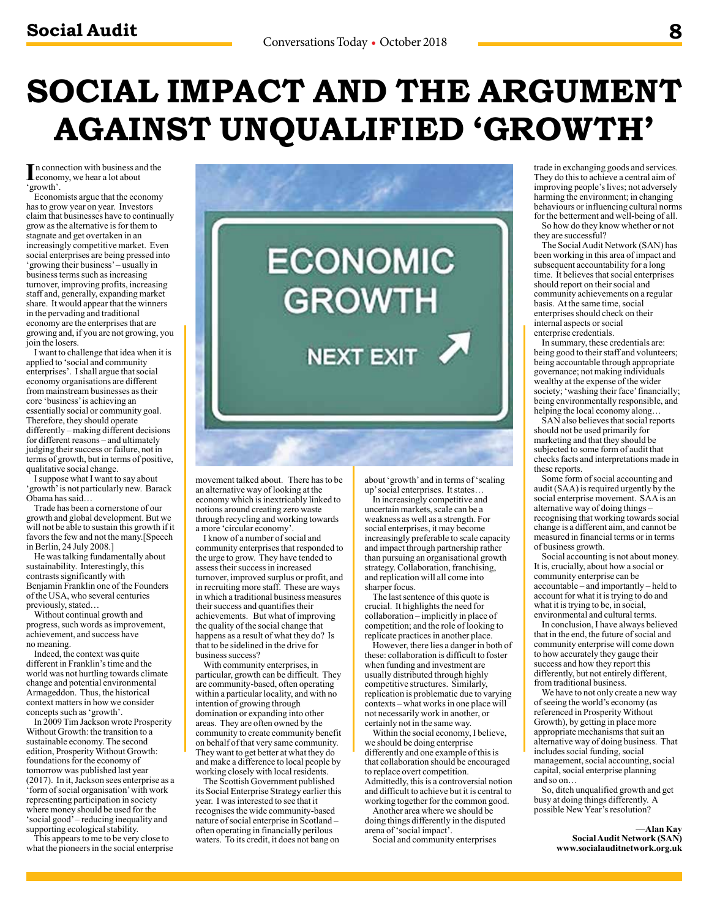# SOCIAL IMPACT AND THE ARGUMENT AGAINST UNQUALIFIED 'GROWTH'

In connection with business and the economy, we hear a lot about 'growth'.

Economists argue that the economy has to grow year on year. Investors claim that businesses have to continually grow as the alternative is for them to stagnate and get overtaken in an increasingly competitive market. Even social enterprises are being pressed into 'growing their business' – usually in business terms such as increasing turnover, improving profits, increasing staff and, generally, expanding market share. It would appear that the winners in the pervading and traditional economy are the enterprises that are growing and, if you are not growing, you join the losers.

I want to challenge that idea when it is applied to 'social and community enterprises'. I shall argue that social economy organisations are different from mainstream businesses as their core 'business' is achieving an essentially social or community goal. Therefore, they should operate differently – making different decisions for different reasons – and ultimately judging their success or failure, not in terms of growth, but in terms of positive, qualitative social change.

I suppose what I want to say about 'growth' is not particularly new. Barack Obama has said…

Trade has been a cornerstone of our growth and global development. But we will not be able to sustain this growth if it favors the few and not the many.[Speech in Berlin, 24 July 2008.]

He was talking fundamentally about sustainability. Interestingly, this contrasts significantly with Benjamin Franklin one of the Founders of the USA, who several centuries previously, stated…

Without continual growth and progress, such words as improvement, achievement, and success have no meaning.

Indeed, the context was quite different in Franklin's time and the world was not hurtling towards climate change and potential environmental Armageddon. Thus, the historical context matters in how we consider concepts such as 'growth'.

In 2009 Tim Jackson wrote Prosperity Without Growth: the transition to a sustainable economy. The second edition, Prosperity Without Growth: foundations for the economy of tomorrow was published last year (2017). In it, Jackson sees enterprise as a 'form of social organisation' with work representing participation in society where money should be used for the 'social good' – reducing inequality and supporting ecological stability.

This appears to me to be very close to what the pioneers in the social enterprise movement talked about. There has to be an alternative way of looking at the economy which is inextricably linked to notions around creating zero waste through recycling and working towards a more 'circular economy'.

I know of a number of social and community enterprises that responded to the urge to grow. They have tended to assess their success in increased turnover, improved surplus or profit, and in recruiting more staff. These are ways in which a traditional business measures their success and quantifies their achievements. But what of improving the quality of the social change that happens as a result of what they do? Is that to be sidelined in the drive for business success?

With community enterprises, in particular, growth can be difficult. They are community-based, often operating within a particular locality, and with no intention of growing through domination or expanding into other areas. They are often owned by the community to create community benefit on behalf of that very same community. They want to get better at what they do and make a difference to local people by working closely with local residents.

The Scottish Government published its Social Enterprise Strategy earlier this year. I was interested to see that it recognises the wide community-based nature of social enterprise in Scotland – often operating in financially perilous waters. To its credit, it does not bang on about 'growth' and in terms of 'scaling up' social enterprises. It states…

In increasingly competitive and uncertain markets, scale can be a weakness as well as a strength. For social enterprises, it may become increasingly preferable to scale capacity and impact through partnership rather than pursuing an organisational growth strategy. Collaboration, franchising, and replication will all come into sharper focus.

The last sentence of this quote is crucial. It highlights the need for collaboration – implicitly in place of competition; and the role of looking to replicate practices in another place.

However, there lies a danger in both of these: collaboration is difficult to foster when funding and investment are usually distributed through highly competitive structures. Similarly, replication is problematic due to varying contexts – what works in one place will not necessarily work in another, or certainly not in the same way.

Within the social economy, I believe, we should be doing enterprise differently and one example of this is that collaboration should be encouraged to replace overt competition. Admittedly, this is a controversial notion and difficult to achieve but it is central to working together for the common good.

Another area where we should be doing things differently in the disputed arena of 'social impact'.

Social and community enterprises trade in exchanging goods and services. They do this to achieve a central aim of improving people's lives; not adversely harming the environment; in changing behaviours or influencing cultural norms for the betterment and well-being of all.

So how do they know whether or not they are successful?

The Social Audit Network (SAN) has been working in this area of impact and subsequent accountability for a long time. It believes that social enterprises should report on their social and community achievements on a regular basis. At the same time, social enterprises should check on their internal aspects or social enterprise credentials.

In summary, these credentials are: being good to their staff and volunteers; being accountable through appropriate governance; not making individuals wealthy at the expense of the wider society; 'washing their face' financially; being environmentally responsible, and helping the local economy along…

SAN also believes that social reports should not be used primarily for marketing and that they should be subjected to some form of audit that checks facts and interpretations made in these reports.

Some form of social accounting and audit (SAA) is required urgently by the social enterprise movement. SAA is an alternative way of doing things – recognising that working towards social change is a different aim, and cannot be measured in financial terms or in terms of business growth.

Social accounting is not about money. It is, crucially, about how a social or community enterprise can be accountable – and importantly – held to account for what it is trying to do and what it is trying to be, in social, environmental and cultural terms.

In conclusion, I have always believed that in the end, the future of social and community enterprise will come down to how accurately they gauge their success and how they report this differently, but not entirely different, from traditional business.

We have to not only create a new way of seeing the world's economy (as referenced in Prosperity Without Growth), by getting in place more appropriate mechanisms that suit an alternative way of doing business. That includes social funding, social management, social accounting, social capital, social enterprise planning and so on…

So, ditch unqualified growth and get busy at doing things differently. A possible New Year's resolution?

**—Alan Kay**
**Social Audit Network (SAN)**
**www.socialauditnetwork.org.uk**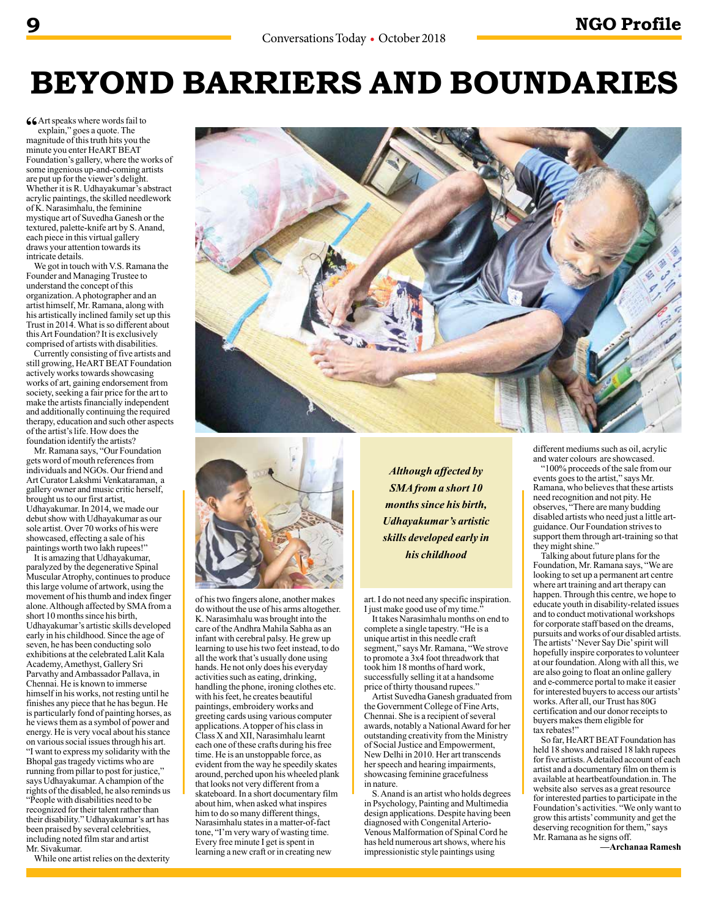# BEYOND BARRIERS AND BOUNDARIES

"Art speaks where words fail to explain," goes a quote. The magnitude of this truth hits you the minute you enter HeART BEAT Foundation's gallery, where the works of some ingenious up-and-coming artists are put up for the viewer's delight. Whether it is R. Udhayakumar's abstract acrylic paintings, the skilled needlework of K. Narasimhalu, the feminine mystique art of Suvedha Ganesh or the textured, palette-knife art by S. Anand, each piece in this virtual gallery draws your attention towards its intricate details.

We got in touch with V.S. Ramana the Founder and Managing Trustee to understand the concept of this organization. A photographer and an artist himself, Mr. Ramana, along with his artistically inclined family set up this Trust in 2014. What is so different about this Art Foundation? It is exclusively comprised of artists with disabilities.

Currently consisting of five artists and still growing, HeART BEAT Foundation actively works towards showcasing works of art, gaining endorsement from society, seeking a fair price for the art to make the artists financially independent and additionally continuing the required therapy, education and such other aspects of the artist's life. How does the foundation identify the artists?

Mr. Ramana says, "Our Foundation gets word of mouth references from individuals and NGOs. Our friend and Art Curator Lakshmi Venkataraman, a gallery owner and music critic herself, brought us to our first artist, Udhayakumar. In 2014, we made our debut show with Udhayakumar as our sole artist. Over 70 works of his were showcased, effecting a sale of his paintings worth two lakh rupees!"

It is amazing that Udhayakumar, paralyzed by the degenerative Spinal Muscular Atrophy, continues to produce this large volume of artwork, using the movement of his thumb and index finger alone. Although affected by SMA from a short 10 months since his birth, Udhayakumar's artistic skills developed early in his childhood. Since the age of seven, he has been conducting solo exhibitions at the celebrated Lalit Kala Academy, Amethyst, Gallery Sri Parvathy and Ambassador Pallava, in Chennai. He is known to immerse himself in his works, not resting until he finishes any piece that he has begun. He is particularly fond of painting horses, as he views them as a symbol of power and energy. He is very vocal about his stance on various social issues through his art. "I want to express my solidarity with the Bhopal gas tragedy victims who are running from pillar to post for justice," says Udhayakumar. A champion of the rights of the disabled, he also reminds us "People with disabilities need to be recognized for their talent rather than their disability." Udhayakumar's art has been praised by several celebrities, including noted film star and artist Mr. Sivakumar.

While one artist relies on the dexterity of his two fingers alone, another makes do without the use of his arms altogether. K. Narasimhalu was brought into the care of the Andhra Mahila Sabha as an infant with cerebral palsy. He grew up learning to use his two feet instead, to do all the work that's usually done using hands. He not only does his everyday activities such as eating, drinking, handling the phone, ironing clothes etc. with his feet, he creates beautiful paintings, embroidery works and greeting cards using various computer applications. A topper of his class in Class X and XII, Narasimhalu learnt each one of these crafts during his free time. He is an unstoppable force, as evident from the way he speedily skates around, perched upon his wheeled plank that looks not very different from a skateboard. In a short documentary film about him, when asked what inspires him to do so many different things, Narasimhalu states in a matter-of-fact tone, "I'm very wary of wasting time. Every free minute I get is spent in learning a new craft or in creating new art. I do not need any specific inspiration. I just make good use of my time."

> *Although affected by SMA from a short 10 months since his birth, Udhayakumar's artistic skills developed early in his childhood*

It takes Narasimhalu months on end to complete a single tapestry. "He is a unique artist in this needle craft segment," says Mr. Ramana, "We strove to promote a 3x4 foot threadwork that took him 18 months of hard work, successfully selling it at a handsome price of thirty thousand rupees."

Artist Suvedha Ganesh graduated from the Government College of Fine Arts, Chennai. She is a recipient of several awards, notably a National Award for her outstanding creativity from the Ministry of Social Justice and Empowerment, New Delhi in 2010. Her art transcends her speech and hearing impairments, showcasing feminine gracefulness in nature.

S. Anand is an artist who holds degrees in Psychology, Painting and Multimedia design applications. Despite having been diagnosed with Congenital Arterio-Venous Malformation of Spinal Cord he has held numerous art shows, where his impressionistic style paintings using different mediums such as oil, acrylic and water colours are showcased.

"100% proceeds of the sale from our events goes to the artist," says Mr. Ramana, who believes that these artists need recognition and not pity. He observes, "There are many budding disabled artists who need just a little art-guidance. Our Foundation strives to support them through art-training so that they might shine."

Talking about future plans for the Foundation, Mr. Ramana says, "We are looking to set up a permanent art centre where art training and art therapy can happen. Through this centre, we hope to educate youth in disability-related issues and to conduct motivational workshops for corporate staff based on the dreams, pursuits and works of our disabled artists. The artists' 'Never Say Die' spirit will hopefully inspire corporates to volunteer at our foundation. Along with all this, we are also going to float an online gallery and e-commerce portal to make it easier for interested buyers to access our artists' works. After all, our Trust has 80G certification and our donor receipts to buyers makes them eligible for tax rebates!"

So far, HeART BEAT Foundation has held 18 shows and raised 18 lakh rupees for five artists. A detailed account of each artist and a documentary film on them is available at heartbeatfoundation.in. The website also serves as a great resource for interested parties to participate in the Foundation's activities. "We only want to grow this artists' community and get the deserving recognition for them," says Mr. Ramana as he signs off.

**—Archanaa Ramesh**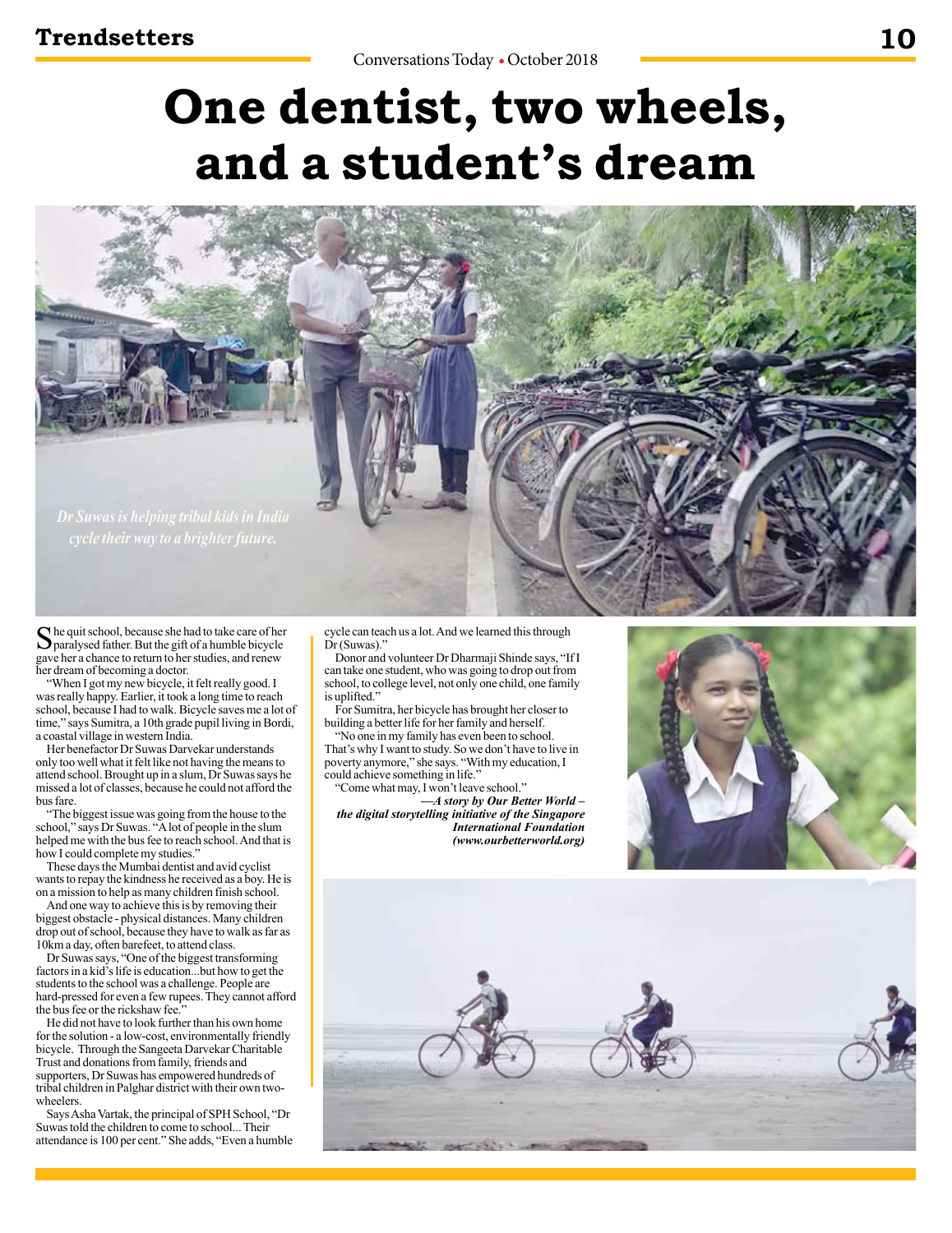# One dentist, two wheels, and a student's dream

*Dr Suwas is helping tribal kids in India cycle their way to a brighter future.*

She quit school, because she had to take care of her paralysed father. But the gift of a humble bicycle gave her a chance to return to her studies, and renew her dream of becoming a doctor.

"When I got my new bicycle, it felt really good. I was really happy. Earlier, it took a long time to reach school, because I had to walk. Bicycle saves me a lot of time," says Sumitra, a 10th grade pupil living in Bordi, a coastal village in western India.

Her benefactor Dr Suwas Darvekar understands only too well what it felt like not having the means to attend school. Brought up in a slum, Dr Suwas says he missed a lot of classes, because he could not afford the bus fare.

"The biggest issue was going from the house to the school," says Dr Suwas. "A lot of people in the slum helped me with the bus fee to reach school. And that is how I could complete my studies."

These days the Mumbai dentist and avid cyclist wants to repay the kindness he received as a boy. He is on a mission to help as many children finish school.

And one way to achieve this is by removing their biggest obstacle - physical distances. Many children drop out of school, because they have to walk as far as 10km a day, often barefeet, to attend class.

Dr Suwas says, "One of the biggest transforming factors in a kid's life is education...but how to get the students to the school was a challenge. People are hard-pressed for even a few rupees. They cannot afford the bus fee or the rickshaw fee."

He did not have to look further than his own home for the solution - a low-cost, environmentally friendly bicycle. Through the Sangeeta Darvekar Charitable Trust and donations from family, friends and supporters, Dr Suwas has empowered hundreds of tribal children in Palghar district with their own two-wheelers.

Says Asha Vartak, the principal of SPH School, "Dr Suwas told the children to come to school... Their attendance is 100 per cent." She adds, "Even a humble cycle can teach us a lot. And we learned this through Dr (Suwas)."

Donor and volunteer Dr Dharmaji Shinde says, "If I can take one student, who was going to drop out from school, to college level, not only one child, one family is uplifted."

For Sumitra, her bicycle has brought her closer to building a better life for her family and herself.

"No one in my family has even been to school. That's why I want to study. So we don't have to live in poverty anymore," she says. "With my education, I could achieve something in life."

"Come what may, I won't leave school."

***—A story by Our Better World – the digital storytelling initiative of the Singapore International Foundation (www.ourbetterworld.org)***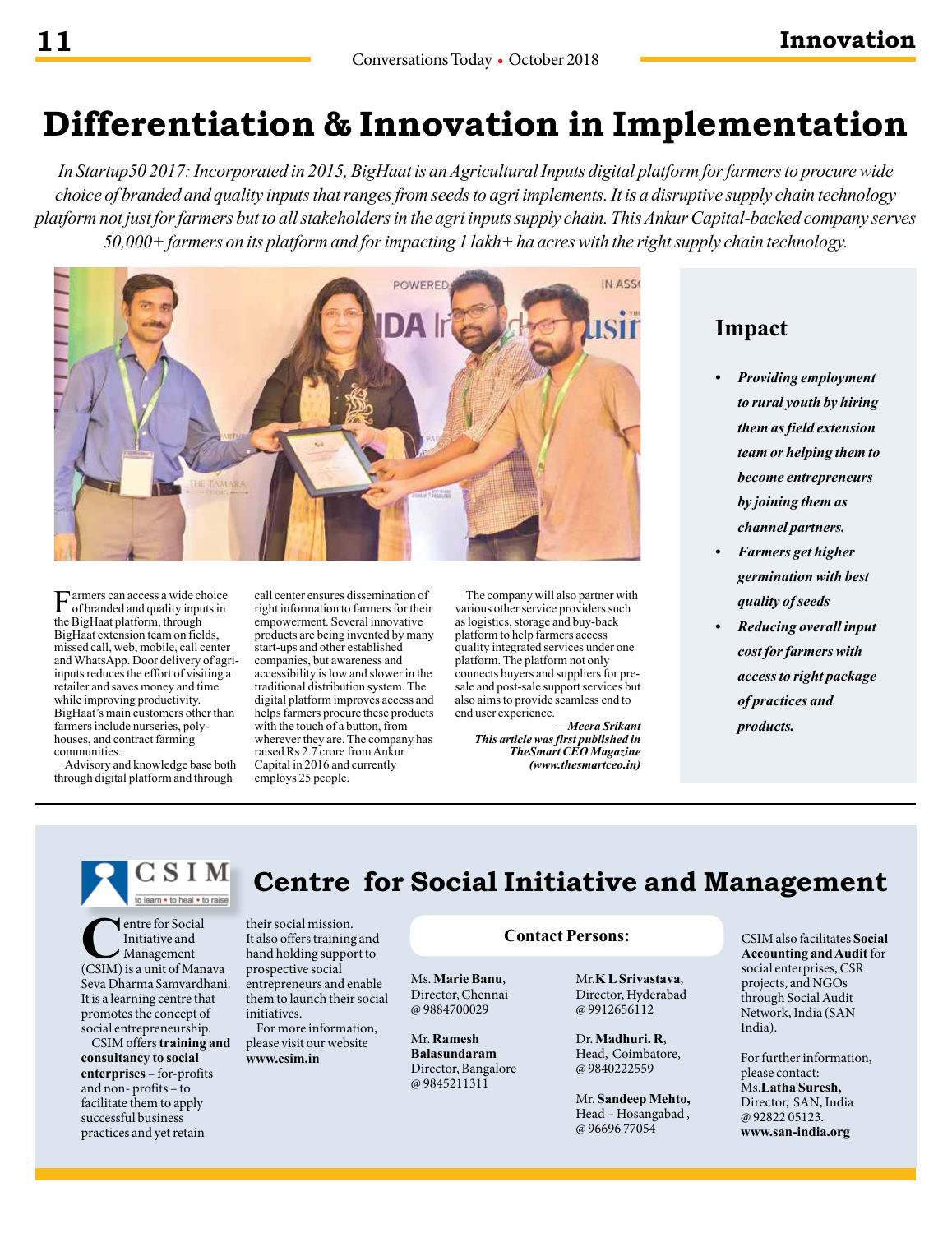# Differentiation & Innovation in Implementation

*In Startup50 2017: Incorporated in 2015, BigHaat is an Agricultural Inputs digital platform for farmers to procure wide choice of branded and quality inputs that ranges from seeds to agri implements. It is a disruptive supply chain technology platform not just for farmers but to all stakeholders in the agri inputs supply chain. This Ankur Capital-backed company serves 50,000+ farmers on its platform and for impacting 1 lakh+ ha acres with the right supply chain technology.*

Farmers can access a wide choice of branded and quality inputs in the BigHaat platform, through BigHaat extension team on fields, missed call, web, mobile, call center and WhatsApp. Door delivery of agri-inputs reduces the effort of visiting a retailer and saves money and time while improving productivity. BigHaat's main customers other than farmers include nurseries, poly-houses, and contract farming communities.

Advisory and knowledge base both through digital platform and through call center ensures dissemination of right information to farmers for their empowerment. Several innovative products are being invented by many start-ups and other established companies, but awareness and accessibility is low and slower in the traditional distribution system. The digital platform improves access and helps farmers procure these products with the touch of a button, from wherever they are. The company has raised Rs 2.7 crore from Ankur Capital in 2016 and currently employs 25 people.

The company will also partner with various other service providers such as logistics, storage and buy-back platform to help farmers access quality integrated services under one platform. The platform not only connects buyers and suppliers for pre-sale and post-sale support services but also aims to provide seamless end to end user experience.

***—Meera Srikant***

***This article was first published in TheSmart CEO Magazine (www.thesmartceo.in)***

## Impact

- ***Providing employment to rural youth by hiring them as field extension team or helping them to become entrepreneurs by joining them as channel partners.***
- ***Farmers get higher germination with best quality of seeds***
- ***Reducing overall input cost for farmers with access to right package of practices and products.***

---

CSIM
to learn • to heal • to raise

## Centre for Social Initiative and Management

Centre for Social Initiative and Management (CSIM) is a unit of Manava Seva Dharma Samvardhani. It is a learning centre that promotes the concept of social entrepreneurship.

CSIM offers **training and consultancy to social enterprises** – for-profits and non- profits – to facilitate them to apply successful business practices and yet retain their social mission. It also offers training and hand holding support to prospective social entrepreneurs and enable them to launch their social initiatives.

For more information, please visit our website **www.csim.in**

**Contact Persons:**

Ms. **Marie Banu**, Director, Chennai @ 9884700029

Mr. **Ramesh Balasundaram** Director, Bangalore @ 9845211311

Mr.**K L Srivastava**, Director, Hyderabad @ 9912656112

Dr. **Madhuri. R**, Head, Coimbatore, @ 9840222559

Mr. **Sandeep Mehto,** Head – Hosangabad , @ 96696 77054

CSIM also facilitates **Social Accounting and Audit** for social enterprises, CSR projects, and NGOs through Social Audit Network, India (SAN India).

For further information, please contact: Ms.**Latha Suresh,** Director, SAN, India @ 92822 05123. **www.san-india.org**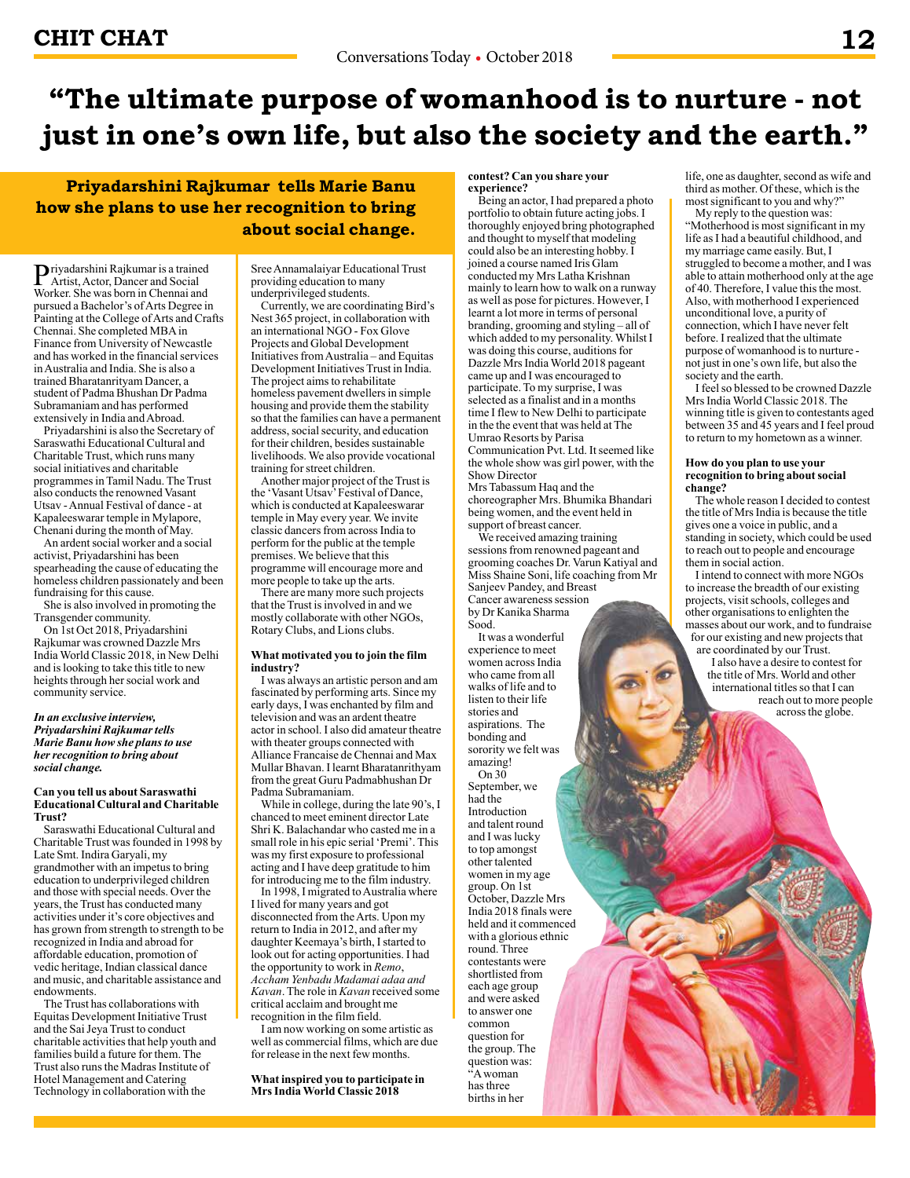# "The ultimate purpose of womanhood is to nurture - not just in one's own life, but also the society and the earth."

**Priyadarshini Rajkumar tells Marie Banu how she plans to use her recognition to bring about social change.**

Priyadarshini Rajkumar is a trained Artist, Actor, Dancer and Social Worker. She was born in Chennai and pursued a Bachelor's of Arts Degree in Painting at the College of Arts and Crafts Chennai. She completed MBA in Finance from University of Newcastle and has worked in the financial services in Australia and India. She is also a trained Bharatanrityam Dancer, a student of Padma Bhushan Dr Padma Subramaniam and has performed extensively in India and Abroad.

Priyadarshini is also the Secretary of Saraswathi Educational Cultural and Charitable Trust, which runs many social initiatives and charitable programmes in Tamil Nadu. The Trust also conducts the renowned Vasant Utsav - Annual Festival of dance - at Kapaleeswarar temple in Mylapore, Chenani during the month of May.

An ardent social worker and a social activist, Priyadarshini has been spearheading the cause of educating the homeless children passionately and been fundraising for this cause.

She is also involved in promoting the Transgender community.

On 1st Oct 2018, Priyadarshini Rajkumar was crowned Dazzle Mrs India World Classic 2018, in New Delhi and is looking to take this title to new heights through her social work and community service.

***In an exclusive interview, Priyadarshini Rajkumar tells Marie Banu how she plans to use her recognition to bring about social change.***

**Can you tell us about Saraswathi Educational Cultural and Charitable Trust?**

Saraswathi Educational Cultural and Charitable Trust was founded in 1998 by Late Smt. Indira Garyali, my grandmother with an impetus to bring education to underprivileged children and those with special needs. Over the years, the Trust has conducted many activities under it's core objectives and has grown from strength to strength to be recognized in India and abroad for affordable education, promotion of vedic heritage, Indian classical dance and music, and charitable assistance and endowments.

The Trust has collaborations with Equitas Development Initiative Trust and the Sai Jeya Trust to conduct charitable activities that help youth and families build a future for them. The Trust also runs the Madras Institute of Hotel Management and Catering Technology in collaboration with the Sree Annamalaiyar Educational Trust providing education to many underprivileged students.

Currently, we are coordinating Bird's Nest 365 project, in collaboration with an international NGO - Fox Glove Projects and Global Development Initiatives from Australia – and Equitas Development Initiatives Trust in India. The project aims to rehabilitate homeless pavement dwellers in simple housing and provide them the stability so that the families can have a permanent address, social security, and education for their children, besides sustainable livelihoods. We also provide vocational training for street children.

Another major project of the Trust is the 'Vasant Utsav' Festival of Dance, which is conducted at Kapaleeswarar temple in May every year. We invite classic dancers from across India to perform for the public at the temple premises. We believe that this programme will encourage more and more people to take up the arts.

There are many more such projects that the Trust is involved in and we mostly collaborate with other NGOs, Rotary Clubs, and Lions clubs.

**What motivated you to join the film industry?**

I was always an artistic person and am fascinated by performing arts. Since my early days, I was enchanted by film and television and was an ardent theatre actor in school. I also did amateur theatre with theater groups connected with Alliance Francaise de Chennai and Max Mullar Bhavan. I learnt Bharatanrithyam from the great Guru Padmabhushan Dr Padma Subramaniam.

While in college, during the late 90's, I chanced to meet eminent director Late Shri K. Balachandar who casted me in a small role in his epic serial 'Premi'. This was my first exposure to professional acting and I have deep gratitude to him for introducing me to the film industry.

In 1998, I migrated to Australia where I lived for many years and got disconnected from the Arts. Upon my return to India in 2012, and after my daughter Keemaya's birth, I started to look out for acting opportunities. I had the opportunity to work in *Remo*, *Accham Yenbadu Madamai adaa and Kavan*. The role in *Kavan* received some critical acclaim and brought me recognition in the film field.

I am now working on some artistic as well as commercial films, which are due for release in the next few months.

**What inspired you to participate in Mrs India World Classic 2018 contest? Can you share your experience?**

Being an actor, I had prepared a photo portfolio to obtain future acting jobs. I thoroughly enjoyed bring photographed and thought to myself that modeling could also be an interesting hobby. I joined a course named Iris Glam conducted my Mrs Latha Krishnan mainly to learn how to walk on a runway as well as pose for pictures. However, I learnt a lot more in terms of personal branding, grooming and styling – all of which added to my personality. Whilst I was doing this course, auditions for Dazzle Mrs India World 2018 pageant came up and I was encouraged to participate. To my surprise, I was selected as a finalist and in a months time I flew to New Delhi to participate in the the event that was held at The Umrao Resorts by Parisa Communication Pvt. Ltd. It seemed like the whole show was girl power, with the Show Director Mrs Tabassum Haq and the choreographer Mrs. Bhumika Bhandari being women, and the event held in support of breast cancer.

We received amazing training sessions from renowned pageant and grooming coaches Dr. Varun Katiyal and Miss Shaine Soni, life coaching from Mr Sanjeev Pandey, and Breast Cancer awareness session by Dr Kanika Sharma Sood.

It was a wonderful experience to meet women across India who came from all walks of life and to listen to their life stories and aspirations. The bonding and sorority we felt was amazing!

On 30 September, we had the Introduction and talent round and I was lucky to top amongst other talented women in my age group. On 1st October, Dazzle Mrs India 2018 finals were held and it commenced with a glorious ethnic round. Three contestants were shortlisted from each age group and were asked to answer one common question for the group. The question was: "A woman has three births in her life, one as daughter, second as wife and third as mother. Of these, which is the most significant to you and why?"

My reply to the question was: "Motherhood is most significant in my life as I had a beautiful childhood, and my marriage came easily. But, I struggled to become a mother, and I was able to attain motherhood only at the age of 40. Therefore, I value this the most. Also, with motherhood I experienced unconditional love, a purity of connection, which I have never felt before. I realized that the ultimate purpose of womanhood is to nurture - not just in one's own life, but also the society and the earth.

I feel so blessed to be crowned Dazzle Mrs India World Classic 2018. The winning title is given to contestants aged between 35 and 45 years and I feel proud to return to my hometown as a winner.

**How do you plan to use your recognition to bring about social change?**

The whole reason I decided to contest the title of Mrs India is because the title gives one a voice in public, and a standing in society, which could be used to reach out to people and encourage them in social action.

I intend to connect with more NGOs to increase the breadth of our existing projects, visit schools, colleges and other organisations to enlighten the masses about our work, and to fundraise for our existing and new projects that are coordinated by our Trust.

I also have a desire to contest for the title of Mrs. World and other international titles so that I can reach out to more people across the globe.